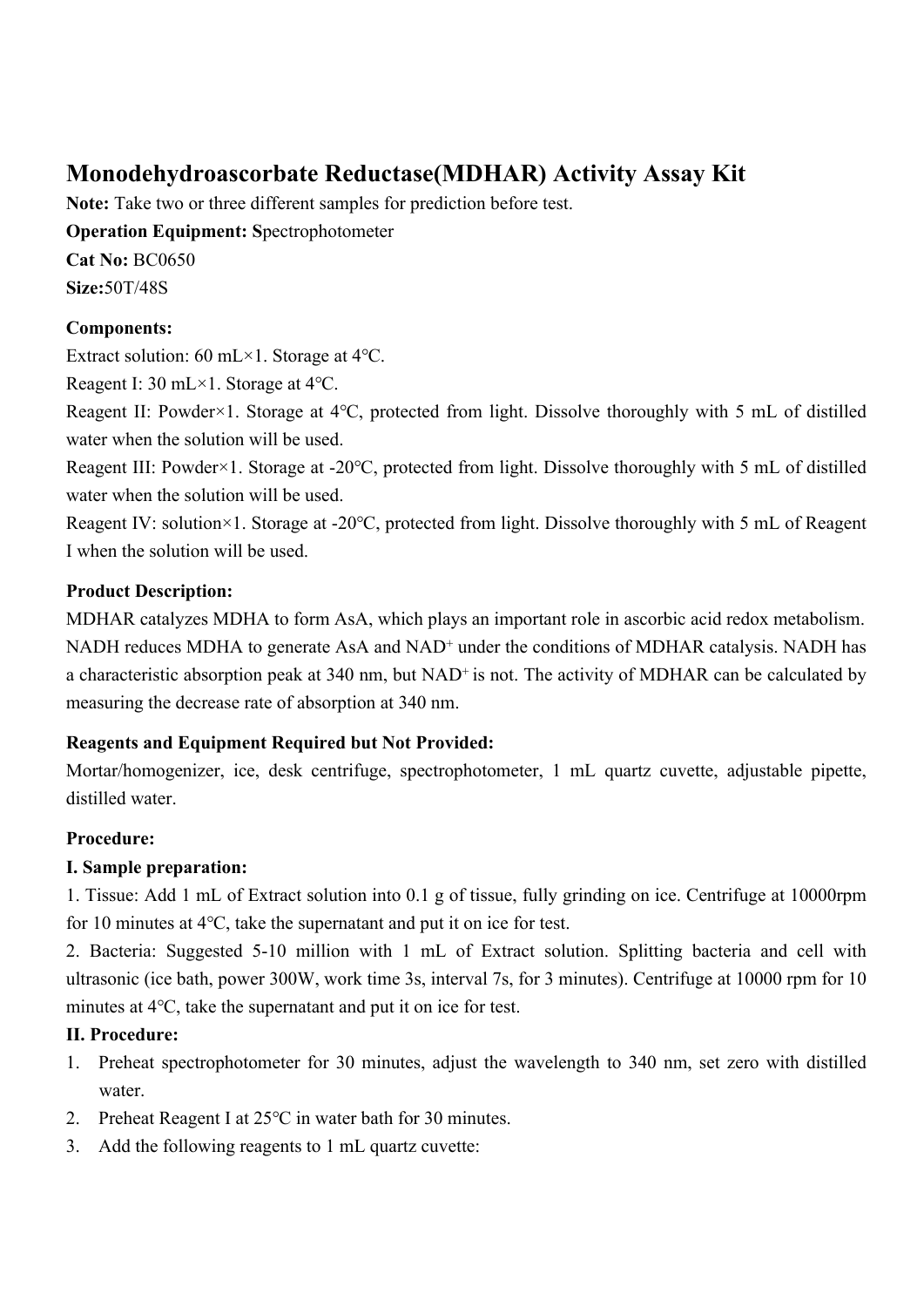# Monodehydroascorbate Reductase(MDHAR) Activity Assay Kit

**Note:** Take two or three different samples for prediction before test.

**Operation Equipment: S**pectrophotometer

**Cat No:** BC0650

**Size:**50T/48S

**Components:**

Extract solution: 60 mL×1. Storage at 4℃.

Reagent I: 30 mL×1. Storage at 4℃.

Reagent II: Powder×1. Storage at 4℃, protected from light. Dissolve thoroughly with 5 mL of distilled water when the solution will be used.

Reagent III: Powder×1. Storage at -20℃, protected from light. Dissolve thoroughly with 5 mL of distilled water when the solution will be used.

Reagent IV: solution×1. Storage at -20℃, protected from light. Dissolve thoroughly with 5 mL of Reagent I when the solution will be used.

**Product Description:**

MDHAR catalyzes MDHA to form AsA, which plays an important role in ascorbic acid redox metabolism. NADH reduces MDHA to generate AsA and $NAD^+$ under the conditions of MDHAR catalysis. NADH has a characteristic absorption peak at 340 nm, but $NAD^+$ is not. The activity of MDHAR can be calculated by measuring the decrease rate of absorption at 340 nm.

**Reagents and Equipment Required but Not Provided:**

Mortar/homogenizer, ice, desk centrifuge, spectrophotometer, 1 mL quartz cuvette, adjustable pipette, distilled water.

**Procedure:**

**I. Sample preparation:**

1. Tissue: Add 1 mL of Extract solution into 0.1 g of tissue, fully grinding on ice. Centrifuge at 10000rpm for 10 minutes at 4℃, take the supernatant and put it on ice for test.
2. Bacteria: Suggested 5-10 million with 1 mL of Extract solution. Splitting bacteria and cell with ultrasonic (ice bath, power 300W, work time 3s, interval 7s, for 3 minutes). Centrifuge at 10000 rpm for 10 minutes at 4℃, take the supernatant and put it on ice for test.

**II. Procedure:**

1. Preheat spectrophotometer for 30 minutes, adjust the wavelength to 340 nm, set zero with distilled water.
2. Preheat Reagent I at 25℃ in water bath for 30 minutes.
3. Add the following reagents to 1 mL quartz cuvette: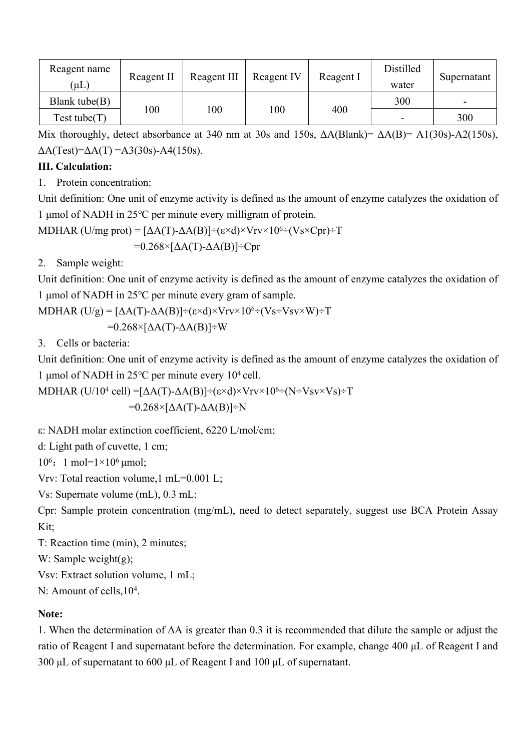| Reagent name (μL) | Reagent II | Reagent III | Reagent IV | Reagent I | Distilled water | Supernatant |
|---|---|---|---|---|---|---|
| Blank tube(B) | 100 | 100 | 100 | 400 | 300 | - |
| Test tube(T) | | | | | - | 300 |

Mix thoroughly, detect absorbance at 340 nm at 30s and 150s, ΔA(Blank)= ΔA(B)= A1(30s)-A2(150s), ΔA(Test)=ΔA(T) =A3(30s)-A4(150s).

**III. Calculation:**

1. Protein concentration:

Unit definition: One unit of enzyme activity is defined as the amount of enzyme catalyzes the oxidation of 1 μmol of NADH in 25℃ per minute every milligram of protein.

MDHAR (U/mg prot) = $[\Delta A(T)-\Delta A(B)]\div(\varepsilon\times d)\times Vrv\times 10^6\div(Vs\times Cpr)\div T$

$=0.268\times[\Delta A(T)-\Delta A(B)]\div Cpr$

2. Sample weight:

Unit definition: One unit of enzyme activity is defined as the amount of enzyme catalyzes the oxidation of 1 μmol of NADH in 25℃ per minute every gram of sample.

MDHAR (U/g) = $[\Delta A(T)-\Delta A(B)]\div(\varepsilon\times d)\times Vrv\times 10^6\div(Vs\div Vsv\times W)\div T$

$=0.268\times[\Delta A(T)-\Delta A(B)]\div W$

3. Cells or bacteria:

Unit definition: One unit of enzyme activity is defined as the amount of enzyme catalyzes the oxidation of 1 μmol of NADH in 25℃ per minute every $10^4$ cell.

MDHAR (U/$10^4$ cell) $=[\Delta A(T)-\Delta A(B)]\div(\varepsilon\times d)\times Vrv\times 10^6\div(N\div Vsv\times Vs)\div T$

$=0.268\times[\Delta A(T)-\Delta A(B)]\div N$

ε: NADH molar extinction coefficient, 6220 L/mol/cm;

d: Light path of cuvette, 1 cm;

$10^6$：1 mol=$1\times10^6$ μmol;

Vrv: Total reaction volume,1 mL=0.001 L;

Vs: Supernate volume (mL), 0.3 mL;

Cpr: Sample protein concentration (mg/mL), need to detect separately, suggest use BCA Protein Assay Kit;

T: Reaction time (min), 2 minutes;

W: Sample weight(g);

Vsv: Extract solution volume, 1 mL;

N: Amount of cells,$10^4$.

**Note:**

1. When the determination of ΔA is greater than 0.3 it is recommended that dilute the sample or adjust the ratio of Reagent I and supernatant before the determination. For example, change 400 μL of Reagent I and 300 μL of supernatant to 600 μL of Reagent I and 100 μL of supernatant.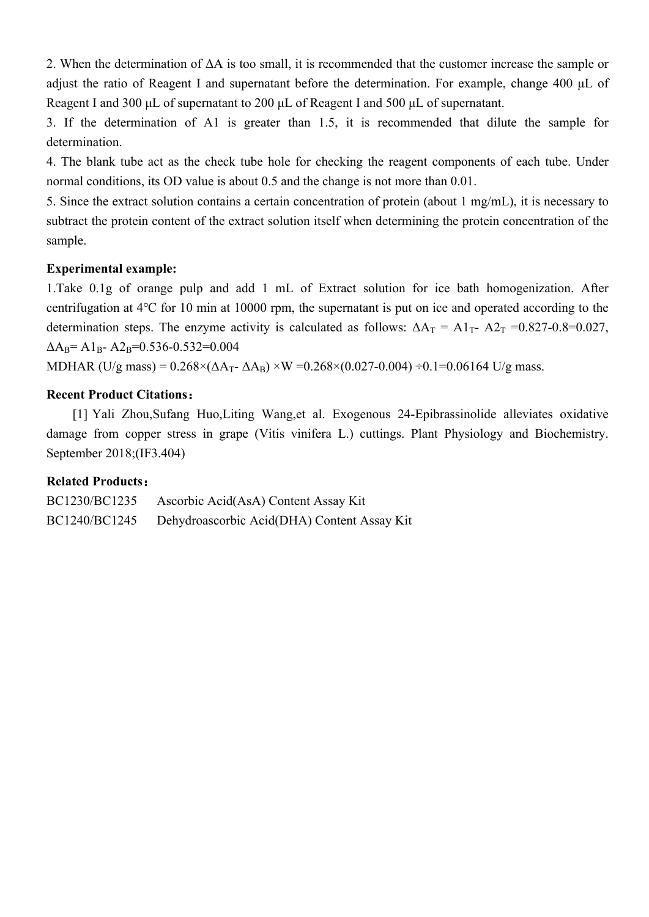2. When the determination of ΔA is too small, it is recommended that the customer increase the sample or adjust the ratio of Reagent I and supernatant before the determination. For example, change 400 μL of Reagent I and 300 μL of supernatant to 200 μL of Reagent I and 500 μL of supernatant.

3. If the determination of A1 is greater than 1.5, it is recommended that dilute the sample for determination.

4. The blank tube act as the check tube hole for checking the reagent components of each tube. Under normal conditions, its OD value is about 0.5 and the change is not more than 0.01.

5. Since the extract solution contains a certain concentration of protein (about 1 mg/mL), it is necessary to subtract the protein content of the extract solution itself when determining the protein concentration of the sample.

**Experimental example:**

1.Take 0.1g of orange pulp and add 1 mL of Extract solution for ice bath homogenization. After centrifugation at 4°C for 10 min at 10000 rpm, the supernatant is put on ice and operated according to the determination steps. The enzyme activity is calculated as follows: $\Delta A_T = A1_T - A2_T = 0.827-0.8=0.027$, $\Delta A_B = A1_B - A2_B = 0.536-0.532=0.004$

MDHAR (U/g mass) = $0.268\times(\Delta A_T - \Delta A_B) \times W = 0.268\times(0.027-0.004) \div 0.1 = 0.06164$ U/g mass.

**Recent Product Citations：**

[1] Yali Zhou,Sufang Huo,Liting Wang,et al. Exogenous 24-Epibrassinolide alleviates oxidative damage from copper stress in grape (Vitis vinifera L.) cuttings. Plant Physiology and Biochemistry. September 2018;(IF3.404)

**Related Products：**

BC1230/BC1235 Ascorbic Acid(AsA) Content Assay Kit

BC1240/BC1245 Dehydroascorbic Acid(DHA) Content Assay Kit